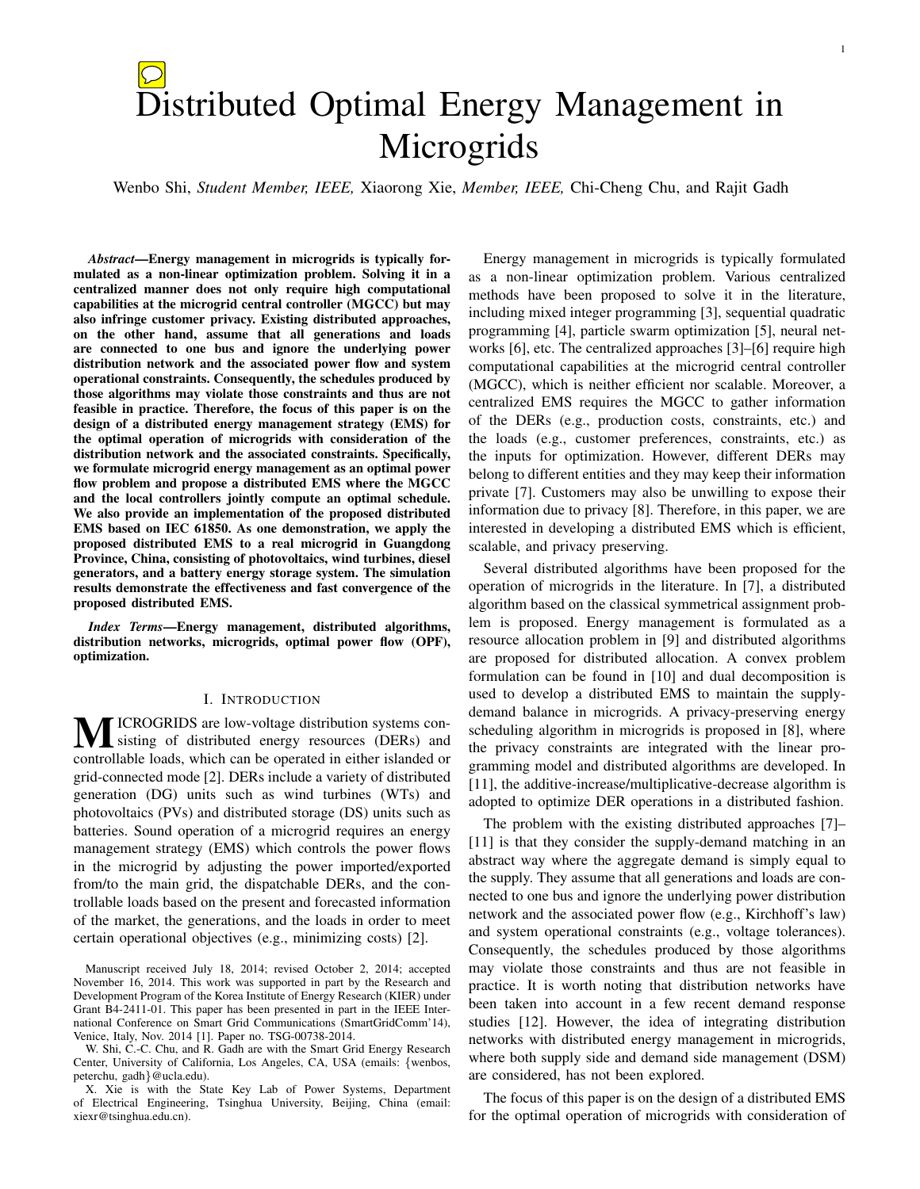# Distributed Optimal Energy Management in Microgrids

Wenbo Shi, *Student Member, IEEE,* Xiaorong Xie, *Member, IEEE,* Chi-Cheng Chu, and Rajit Gadh

***Abstract*—Energy management in microgrids is typically formulated as a non-linear optimization problem. Solving it in a centralized manner does not only require high computational capabilities at the microgrid central controller (MGCC) but may also infringe customer privacy. Existing distributed approaches, on the other hand, assume that all generations and loads are connected to one bus and ignore the underlying power distribution network and the associated power flow and system operational constraints. Consequently, the schedules produced by those algorithms may violate those constraints and thus are not feasible in practice. Therefore, the focus of this paper is on the design of a distributed energy management strategy (EMS) for the optimal operation of microgrids with consideration of the distribution network and the associated constraints. Specifically, we formulate microgrid energy management as an optimal power flow problem and propose a distributed EMS where the MGCC and the local controllers jointly compute an optimal schedule. We also provide an implementation of the proposed distributed EMS based on IEC 61850. As one demonstration, we apply the proposed distributed EMS to a real microgrid in Guangdong Province, China, consisting of photovoltaics, wind turbines, diesel generators, and a battery energy storage system. The simulation results demonstrate the effectiveness and fast convergence of the proposed distributed EMS.**

***Index Terms*—Energy management, distributed algorithms, distribution networks, microgrids, optimal power flow (OPF), optimization.**

## I. Introduction

MICROGRIDS are low-voltage distribution systems consisting of distributed energy resources (DERs) and controllable loads, which can be operated in either islanded or grid-connected mode [2]. DERs include a variety of distributed generation (DG) units such as wind turbines (WTs) and photovoltaics (PVs) and distributed storage (DS) units such as batteries. Sound operation of a microgrid requires an energy management strategy (EMS) which controls the power flows in the microgrid by adjusting the power imported/exported from/to the main grid, the dispatchable DERs, and the controllable loads based on the present and forecasted information of the market, the generations, and the loads in order to meet certain operational objectives (e.g., minimizing costs) [2].

Manuscript received July 18, 2014; revised October 2, 2014; accepted November 16, 2014. This work was supported in part by the Research and Development Program of the Korea Institute of Energy Research (KIER) under Grant B4-2411-01. This paper has been presented in part in the IEEE International Conference on Smart Grid Communications (SmartGridComm'14), Venice, Italy, Nov. 2014 [1]. Paper no. TSG-00738-2014.

W. Shi, C.-C. Chu, and R. Gadh are with the Smart Grid Energy Research Center, University of California, Los Angeles, CA, USA (emails: {wenbos, peterchu, gadh}@ucla.edu).

X. Xie is with the State Key Lab of Power Systems, Department of Electrical Engineering, Tsinghua University, Beijing, China (email: xiexr@tsinghua.edu.cn).

Energy management in microgrids is typically formulated as a non-linear optimization problem. Various centralized methods have been proposed to solve it in the literature, including mixed integer programming [3], sequential quadratic programming [4], particle swarm optimization [5], neural networks [6], etc. The centralized approaches [3]–[6] require high computational capabilities at the microgrid central controller (MGCC), which is neither efficient nor scalable. Moreover, a centralized EMS requires the MGCC to gather information of the DERs (e.g., production costs, constraints, etc.) and the loads (e.g., customer preferences, constraints, etc.) as the inputs for optimization. However, different DERs may belong to different entities and they may keep their information private [7]. Customers may also be unwilling to expose their information due to privacy [8]. Therefore, in this paper, we are interested in developing a distributed EMS which is efficient, scalable, and privacy preserving.

Several distributed algorithms have been proposed for the operation of microgrids in the literature. In [7], a distributed algorithm based on the classical symmetrical assignment problem is proposed. Energy management is formulated as a resource allocation problem in [9] and distributed algorithms are proposed for distributed allocation. A convex problem formulation can be found in [10] and dual decomposition is used to develop a distributed EMS to maintain the supply-demand balance in microgrids. A privacy-preserving energy scheduling algorithm in microgrids is proposed in [8], where the privacy constraints are integrated with the linear programming model and distributed algorithms are developed. In [11], the additive-increase/multiplicative-decrease algorithm is adopted to optimize DER operations in a distributed fashion.

The problem with the existing distributed approaches [7]–[11] is that they consider the supply-demand matching in an abstract way where the aggregate demand is simply equal to the supply. They assume that all generations and loads are connected to one bus and ignore the underlying power distribution network and the associated power flow (e.g., Kirchhoff's law) and system operational constraints (e.g., voltage tolerances). Consequently, the schedules produced by those algorithms may violate those constraints and thus are not feasible in practice. It is worth noting that distribution networks have been taken into account in a few recent demand response studies [12]. However, the idea of integrating distribution networks with distributed energy management in microgrids, where both supply side and demand side management (DSM) are considered, has not been explored.

The focus of this paper is on the design of a distributed EMS for the optimal operation of microgrids with consideration of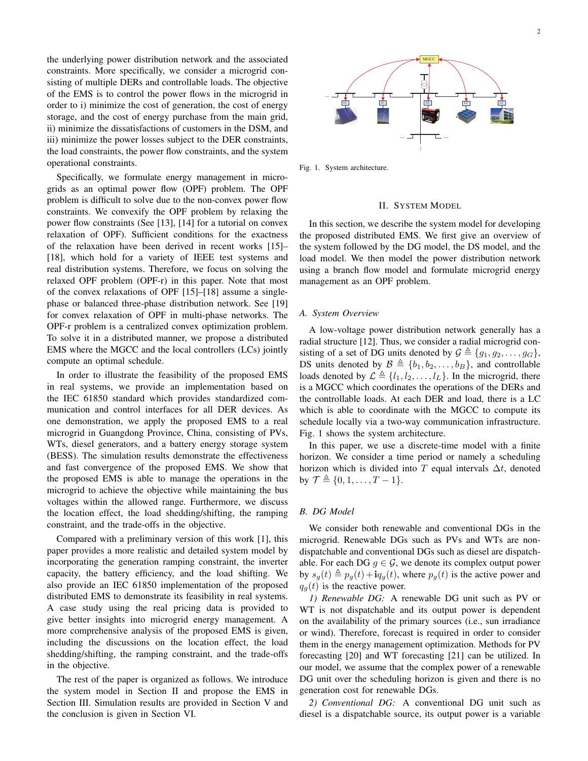the underlying power distribution network and the associated constraints. More specifically, we consider a microgrid consisting of multiple DERs and controllable loads. The objective of the EMS is to control the power flows in the microgrid in order to i) minimize the cost of generation, the cost of energy storage, and the cost of energy purchase from the main grid, ii) minimize the dissatisfactions of customers in the DSM, and iii) minimize the power losses subject to the DER constraints, the load constraints, the power flow constraints, and the system operational constraints.

Specifically, we formulate energy management in microgrids as an optimal power flow (OPF) problem. The OPF problem is difficult to solve due to the non-convex power flow constraints. We convexify the OPF problem by relaxing the power flow constraints (See [13], [14] for a tutorial on convex relaxation of OPF). Sufficient conditions for the exactness of the relaxation have been derived in recent works [15]–[18], which hold for a variety of IEEE test systems and real distribution systems. Therefore, we focus on solving the relaxed OPF problem (OPF-r) in this paper. Note that most of the convex relaxations of OPF [15]–[18] assume a single-phase or balanced three-phase distribution network. See [19] for convex relaxation of OPF in multi-phase networks. The OPF-r problem is a centralized convex optimization problem. To solve it in a distributed manner, we propose a distributed EMS where the MGCC and the local controllers (LCs) jointly compute an optimal schedule.

In order to illustrate the feasibility of the proposed EMS in real systems, we provide an implementation based on the IEC 61850 standard which provides standardized communication and control interfaces for all DER devices. As one demonstration, we apply the proposed EMS to a real microgrid in Guangdong Province, China, consisting of PVs, WTs, diesel generators, and a battery energy storage system (BESS). The simulation results demonstrate the effectiveness and fast convergence of the proposed EMS. We show that the proposed EMS is able to manage the operations in the microgrid to achieve the objective while maintaining the bus voltages within the allowed range. Furthermore, we discuss the location effect, the load shedding/shifting, the ramping constraint, and the trade-offs in the objective.

Compared with a preliminary version of this work [1], this paper provides a more realistic and detailed system model by incorporating the generation ramping constraint, the inverter capacity, the battery efficiency, and the load shifting. We also provide an IEC 61850 implementation of the proposed distributed EMS to demonstrate its feasibility in real systems. A case study using the real pricing data is provided to give better insights into microgrid energy management. A more comprehensive analysis of the proposed EMS is given, including the discussions on the location effect, the load shedding/shifting, the ramping constraint, and the trade-offs in the objective.

The rest of the paper is organized as follows. We introduce the system model in Section II and propose the EMS in Section III. Simulation results are provided in Section V and the conclusion is given in Section VI.

Fig. 1. System architecture.

## II. System Model

In this section, we describe the system model for developing the proposed distributed EMS. We first give an overview of the system followed by the DG model, the DS model, and the load model. We then model the power distribution network using a branch flow model and formulate microgrid energy management as an OPF problem.

### A. System Overview

A low-voltage power distribution network generally has a radial structure [12]. Thus, we consider a radial microgrid consisting of a set of DG units denoted by $\mathcal{G} \triangleq \{g_1, g_2, \ldots, g_G\}$, DS units denoted by $\mathcal{B} \triangleq \{b_1, b_2, \ldots, b_B\}$, and controllable loads denoted by $\mathcal{L} \triangleq \{l_1, l_2, \ldots, l_L\}$. In the microgrid, there is a MGCC which coordinates the operations of the DERs and the controllable loads. At each DER and load, there is a LC which is able to coordinate with the MGCC to compute its schedule locally via a two-way communication infrastructure. Fig. 1 shows the system architecture.

In this paper, we use a discrete-time model with a finite horizon. We consider a time period or namely a scheduling horizon which is divided into $T$ equal intervals $\Delta t$, denoted by $\mathcal{T} \triangleq \{0, 1, \ldots, T-1\}$.

### B. DG Model

We consider both renewable and conventional DGs in the microgrid. Renewable DGs such as PVs and WTs are non-dispatchable and conventional DGs such as diesel are dispatchable. For each DG $g \in \mathcal{G}$, we denote its complex output power by $s_g(t) \triangleq p_g(t) + \mathbf{i}q_g(t)$, where $p_g(t)$ is the active power and $q_g(t)$ is the reactive power.

*1) Renewable DG:* A renewable DG unit such as PV or WT is not dispatchable and its output power is dependent on the availability of the primary sources (i.e., sun irradiance or wind). Therefore, forecast is required in order to consider them in the energy management optimization. Methods for PV forecasting [20] and WT forecasting [21] can be utilized. In our model, we assume that the complex power of a renewable DG unit over the scheduling horizon is given and there is no generation cost for renewable DGs.

*2) Conventional DG:* A conventional DG unit such as diesel is a dispatchable source, its output power is a variable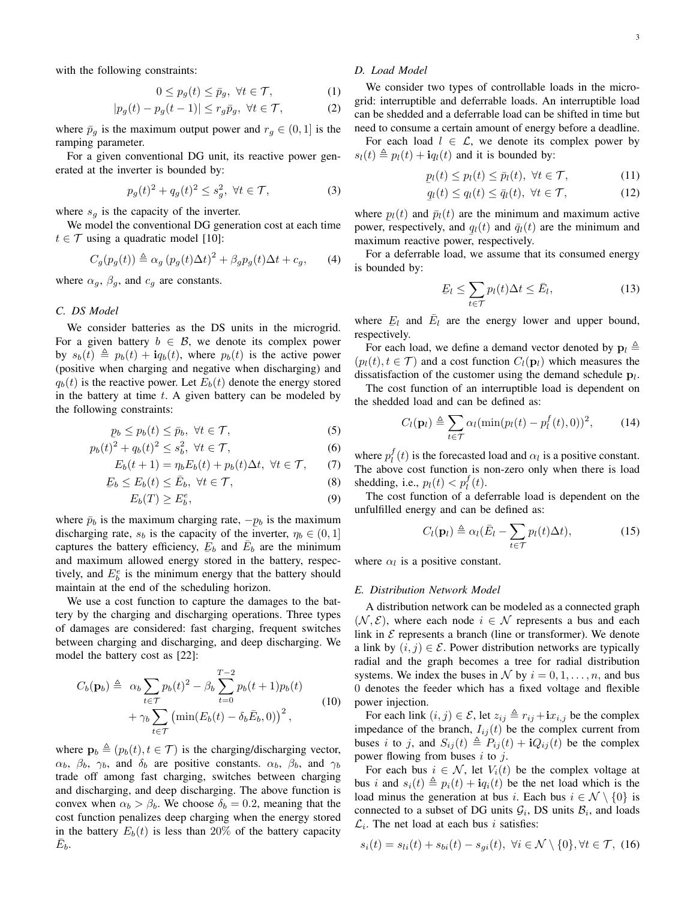with the following constraints:

$$0 \leq p_g(t) \leq \bar{p}_g,\ \forall t \in \mathcal{T}, \tag{1}$$

$$|p_g(t) - p_g(t-1)| \leq r_g \bar{p}_g,\ \forall t \in \mathcal{T}, \tag{2}$$

where $\bar{p}_g$ is the maximum output power and $r_g \in (0, 1]$ is the ramping parameter.

For a given conventional DG unit, its reactive power generated at the inverter is bounded by:

$$p_g(t)^2 + q_g(t)^2 \leq s_g^2,\ \forall t \in \mathcal{T}, \tag{3}$$

where $s_g$ is the capacity of the inverter.

We model the conventional DG generation cost at each time $t \in \mathcal{T}$ using a quadratic model [10]:

$$C_g(p_g(t)) \triangleq \alpha_g \left(p_g(t)\Delta t\right)^2 + \beta_g p_g(t)\Delta t + c_g, \tag{4}$$

where $\alpha_g$, $\beta_g$, and $c_g$ are constants.

### C. DS Model

We consider batteries as the DS units in the microgrid. For a given battery $b \in \mathcal{B}$, we denote its complex power by $s_b(t) \triangleq p_b(t) + \mathbf{i}q_b(t)$, where $p_b(t)$ is the active power (positive when charging and negative when discharging) and $q_b(t)$ is the reactive power. Let $E_b(t)$ denote the energy stored in the battery at time $t$. A given battery can be modeled by the following constraints:

$$\underline{p}_b \leq p_b(t) \leq \bar{p}_b,\ \forall t \in \mathcal{T}, \tag{5}$$

$$p_b(t)^2 + q_b(t)^2 \leq s_b^2,\ \forall t \in \mathcal{T}, \tag{6}$$

$$E_b(t+1) = \eta_b E_b(t) + p_b(t)\Delta t,\ \forall t \in \mathcal{T}, \tag{7}$$

$$\underline{E}_b \leq E_b(t) \leq \bar{E}_b,\ \forall t \in \mathcal{T}, \tag{8}$$

$$E_b(T) \geq E_b^e, \tag{9}$$

where $\bar{p}_b$ is the maximum charging rate, $-\underline{p}_b$ is the maximum discharging rate, $s_b$ is the capacity of the inverter, $\eta_b \in (0, 1]$ captures the battery efficiency, $\underline{E}_b$ and $\bar{E}_b$ are the minimum and maximum allowed energy stored in the battery, respectively, and $E_b^e$ is the minimum energy that the battery should maintain at the end of the scheduling horizon.

We use a cost function to capture the damages to the battery by the charging and discharging operations. Three types of damages are considered: fast charging, frequent switches between charging and discharging, and deep discharging. We model the battery cost as [22]:

$$\begin{aligned} C_b(\mathbf{p}_b) \triangleq\ & \alpha_b \sum_{t \in \mathcal{T}} p_b(t)^2 - \beta_b \sum_{t=0}^{T-2} p_b(t+1)p_b(t) \\ & + \gamma_b \sum_{t \in \mathcal{T}} \left(\min(E_b(t) - \delta_b \bar{E}_b, 0)\right)^2, \end{aligned} \tag{10}$$

where $\mathbf{p}_b \triangleq (p_b(t), t \in \mathcal{T})$ is the charging/discharging vector, $\alpha_b$, $\beta_b$, $\gamma_b$, and $\delta_b$ are positive constants. $\alpha_b$, $\beta_b$, and $\gamma_b$ trade off among fast charging, switches between charging and discharging, and deep discharging. The above function is convex when $\alpha_b > \beta_b$. We choose $\delta_b = 0.2$, meaning that the cost function penalizes deep charging when the energy stored in the battery $E_b(t)$ is less than 20% of the battery capacity $\bar{E}_b$.

### D. Load Model

We consider two types of controllable loads in the microgrid: interruptible and deferrable loads. An interruptible load can be shedded and a deferrable load can be shifted in time but need to consume a certain amount of energy before a deadline.

For each load $l \in \mathcal{L}$, we denote its complex power by $s_l(t) \triangleq p_l(t) + \mathbf{i}q_l(t)$ and it is bounded by:

$$\underline{p}_l(t) \leq p_l(t) \leq \bar{p}_l(t),\ \forall t \in \mathcal{T}, \tag{11}$$

$$\underline{q}_l(t) \leq q_l(t) \leq \bar{q}_l(t),\ \forall t \in \mathcal{T}, \tag{12}$$

where $\underline{p}_l(t)$ and $\bar{p}_l(t)$ are the minimum and maximum active power, respectively, and $\underline{q}_l(t)$ and $\bar{q}_l(t)$ are the minimum and maximum reactive power, respectively.

For a deferrable load, we assume that its consumed energy is bounded by:

$$\underline{E}_l \leq \sum_{t \in \mathcal{T}} p_l(t)\Delta t \leq \bar{E}_l, \tag{13}$$

where $\underline{E}_l$ and $\bar{E}_l$ are the energy lower and upper bound, respectively.

For each load, we define a demand vector denoted by $\mathbf{p}_l \triangleq (p_l(t), t \in \mathcal{T})$ and a cost function $C_l(\mathbf{p}_l)$ which measures the dissatisfaction of the customer using the demand schedule $\mathbf{p}_l$.

The cost function of an interruptible load is dependent on the shedded load and can be defined as:

$$C_l(\mathbf{p}_l) \triangleq \sum_{t \in \mathcal{T}} \alpha_l (\min(p_l(t) - p_l^f(t), 0))^2, \tag{14}$$

where $p_l^f(t)$ is the forecasted load and $\alpha_l$ is a positive constant. The above cost function is non-zero only when there is load shedding, i.e., $p_l(t) < p_l^f(t)$.

The cost function of a deferrable load is dependent on the unfulfilled energy and can be defined as:

$$C_l(\mathbf{p}_l) \triangleq \alpha_l(\bar{E}_l - \sum_{t \in \mathcal{T}} p_l(t)\Delta t), \tag{15}$$

where $\alpha_l$ is a positive constant.

### E. Distribution Network Model

A distribution network can be modeled as a connected graph $(\mathcal{N}, \mathcal{E})$, where each node $i \in \mathcal{N}$ represents a bus and each link in $\mathcal{E}$ represents a branch (line or transformer). We denote a link by $(i, j) \in \mathcal{E}$. Power distribution networks are typically radial and the graph becomes a tree for radial distribution systems. We index the buses in $\mathcal{N}$ by $i = 0, 1, \ldots, n$, and bus 0 denotes the feeder which has a fixed voltage and flexible power injection.

For each link $(i, j) \in \mathcal{E}$, let $z_{ij} \triangleq r_{ij} + \mathbf{i}x_{i,j}$ be the complex impedance of the branch, $I_{ij}(t)$ be the complex current from buses $i$ to $j$, and $S_{ij}(t) \triangleq P_{ij}(t) + \mathbf{i}Q_{ij}(t)$ be the complex power flowing from buses $i$ to $j$.

For each bus $i \in \mathcal{N}$, let $V_i(t)$ be the complex voltage at bus $i$ and $s_i(t) \triangleq p_i(t) + \mathbf{i}q_i(t)$ be the net load which is the load minus the generation at bus $i$. Each bus $i \in \mathcal{N} \setminus \{0\}$ is connected to a subset of DG units $\mathcal{G}_i$, DS units $\mathcal{B}_i$, and loads $\mathcal{L}_i$. The net load at each bus $i$ satisfies:

$$s_i(t) = s_{li}(t) + s_{bi}(t) - s_{gi}(t),\ \forall i \in \mathcal{N} \setminus \{0\}, \forall t \in \mathcal{T}, \tag{16}$$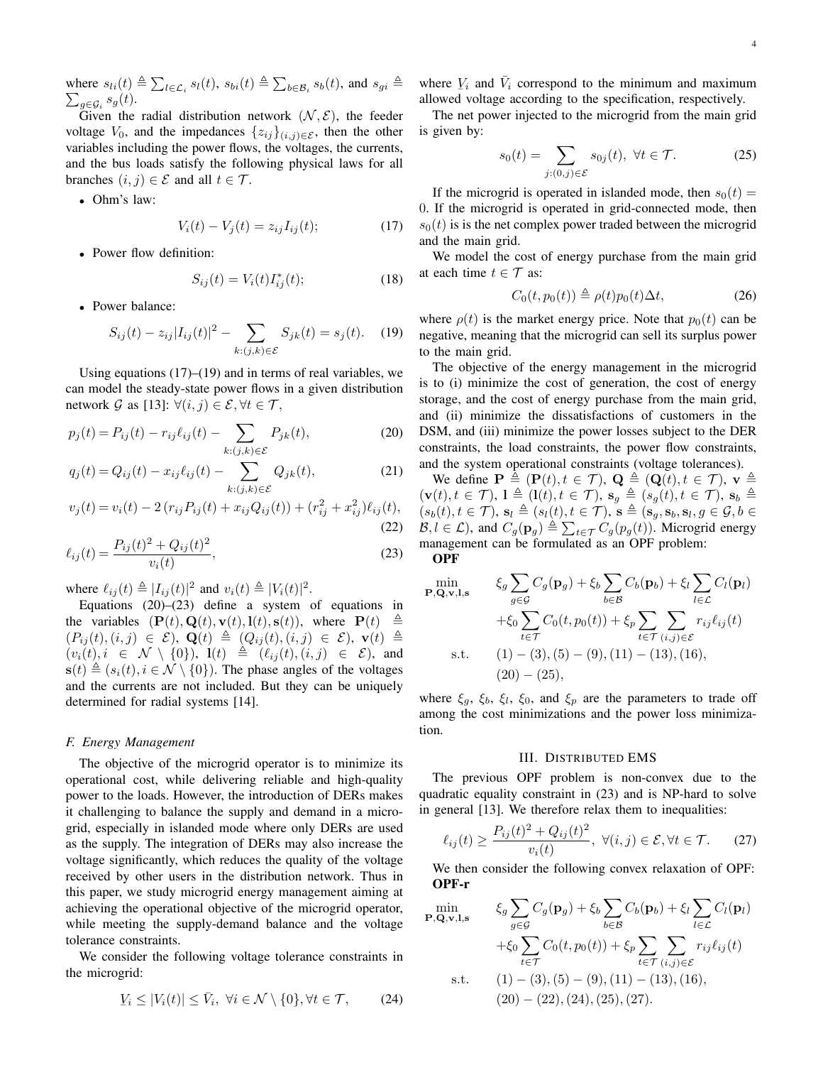where $s_{li}(t) \triangleq \sum_{l\in\mathcal{L}_i} s_l(t)$, $s_{bi}(t) \triangleq \sum_{b\in\mathcal{B}_i} s_b(t)$, and $s_{gi} \triangleq \sum_{g\in\mathcal{G}_i} s_g(t)$.

Given the radial distribution network $(\mathcal{N}, \mathcal{E})$, the feeder voltage $V_0$, and the impedances $\{z_{ij}\}_{(i,j)\in\mathcal{E}}$, then the other variables including the power flows, the voltages, the currents, and the bus loads satisfy the following physical laws for all branches $(i,j) \in \mathcal{E}$ and all $t \in \mathcal{T}$.

- Ohm's law:

$$V_i(t) - V_j(t) = z_{ij} I_{ij}(t); \tag{17}$$

- Power flow definition:

$$S_{ij}(t) = V_i(t) I_{ij}^*(t); \tag{18}$$

- Power balance:

$$S_{ij}(t) - z_{ij}|I_{ij}(t)|^2 - \sum_{k:(j,k)\in\mathcal{E}} S_{jk}(t) = s_j(t). \tag{19}$$

Using equations (17)–(19) and in terms of real variables, we can model the steady-state power flows in a given distribution network $\mathcal{G}$ as [13]: $\forall (i,j) \in \mathcal{E}, \forall t \in \mathcal{T}$,

$$p_j(t) = P_{ij}(t) - r_{ij}\ell_{ij}(t) - \sum_{k:(j,k)\in\mathcal{E}} P_{jk}(t), \tag{20}$$

$$q_j(t) = Q_{ij}(t) - x_{ij}\ell_{ij}(t) - \sum_{k:(j,k)\in\mathcal{E}} Q_{jk}(t), \tag{21}$$

$$v_j(t) = v_i(t) - 2\left(r_{ij}P_{ij}(t) + x_{ij}Q_{ij}(t)\right) + (r_{ij}^2 + x_{ij}^2)\ell_{ij}(t), \tag{22}$$

$$\ell_{ij}(t) = \frac{P_{ij}(t)^2 + Q_{ij}(t)^2}{v_i(t)}, \tag{23}$$

where $\ell_{ij}(t) \triangleq |I_{ij}(t)|^2$ and $v_i(t) \triangleq |V_i(t)|^2$.

Equations (20)–(23) define a system of equations in the variables $(\mathbf{P}(t), \mathbf{Q}(t), \mathbf{v}(t), \mathbf{l}(t), \mathbf{s}(t))$, where $\mathbf{P}(t) \triangleq (P_{ij}(t), (i,j) \in \mathcal{E})$, $\mathbf{Q}(t) \triangleq (Q_{ij}(t), (i,j) \in \mathcal{E})$, $\mathbf{v}(t) \triangleq (v_i(t), i \in \mathcal{N}\setminus\{0\})$, $\mathbf{l}(t) \triangleq (\ell_{ij}(t), (i,j) \in \mathcal{E})$, and $\mathbf{s}(t) \triangleq (s_i(t), i \in \mathcal{N}\setminus\{0\})$. The phase angles of the voltages and the currents are not included. But they can be uniquely determined for radial systems [14].

### F. Energy Management

The objective of the microgrid operator is to minimize its operational cost, while delivering reliable and high-quality power to the loads. However, the introduction of DERs makes it challenging to balance the supply and demand in a microgrid, especially in islanded mode where only DERs are used as the supply. The integration of DERs may also increase the voltage significantly, which reduces the quality of the voltage received by other users in the distribution network. Thus in this paper, we study microgrid energy management aiming at achieving the operational objective of the microgrid operator, while meeting the supply-demand balance and the voltage tolerance constraints.

We consider the following voltage tolerance constraints in the microgrid:

$$\underline{V}_i \le |V_i(t)| \le \bar{V}_i, \ \forall i \in \mathcal{N}\setminus\{0\}, \forall t \in \mathcal{T}, \tag{24}$$

where $\underline{V}_i$ and $\bar{V}_i$ correspond to the minimum and maximum allowed voltage according to the specification, respectively.

The net power injected to the microgrid from the main grid is given by:

$$s_0(t) = \sum_{j:(0,j)\in\mathcal{E}} s_{0j}(t), \ \forall t \in \mathcal{T}. \tag{25}$$

If the microgrid is operated in islanded mode, then $s_0(t) = 0$. If the microgrid is operated in grid-connected mode, then $s_0(t)$ is is the net complex power traded between the microgrid and the main grid.

We model the cost of energy purchase from the main grid at each time $t \in \mathcal{T}$ as:

$$C_0(t, p_0(t)) \triangleq \rho(t) p_0(t) \Delta t, \tag{26}$$

where $\rho(t)$ is the market energy price. Note that $p_0(t)$ can be negative, meaning that the microgrid can sell its surplus power to the main grid.

The objective of the energy management in the microgrid is to (i) minimize the cost of generation, the cost of energy storage, and the cost of energy purchase from the main grid, and (ii) minimize the dissatisfactions of customers in the DSM, and (iii) minimize the power losses subject to the DER constraints, the load constraints, the power flow constraints, and the system operational constraints (voltage tolerances).

We define $\mathbf{P} \triangleq (\mathbf{P}(t), t \in \mathcal{T})$, $\mathbf{Q} \triangleq (\mathbf{Q}(t), t \in \mathcal{T})$, $\mathbf{v} \triangleq (\mathbf{v}(t), t \in \mathcal{T})$, $\mathbf{l} \triangleq (\mathbf{l}(t), t \in \mathcal{T})$, $\mathbf{s}_g \triangleq (s_g(t), t \in \mathcal{T})$, $\mathbf{s}_b \triangleq (s_b(t), t \in \mathcal{T})$, $\mathbf{s}_l \triangleq (s_l(t), t \in \mathcal{T})$, $\mathbf{s} \triangleq (\mathbf{s}_g, \mathbf{s}_b, \mathbf{s}_l, g \in \mathcal{G}, b \in \mathcal{B}, l \in \mathcal{L})$, and $C_g(\mathbf{p}_g) \triangleq \sum_{t\in\mathcal{T}} C_g(p_g(t))$. Microgrid energy management can be formulated as an OPF problem:

**OPF**

$$\begin{aligned}
\min_{\mathbf{P},\mathbf{Q},\mathbf{v},\mathbf{l},\mathbf{s}} \quad & \xi_g \sum_{g\in\mathcal{G}} C_g(\mathbf{p}_g) + \xi_b \sum_{b\in\mathcal{B}} C_b(\mathbf{p}_b) + \xi_l \sum_{l\in\mathcal{L}} C_l(\mathbf{p}_l) \\
& + \xi_0 \sum_{t\in\mathcal{T}} C_0(t, p_0(t)) + \xi_p \sum_{t\in\mathcal{T}} \sum_{(i,j)\in\mathcal{E}} r_{ij}\ell_{ij}(t) \\
\text{s.t.} \quad & (1)-(3), (5)-(9), (11)-(13), (16), \\
& (20)-(25),
\end{aligned}$$

where $\xi_g$, $\xi_b$, $\xi_l$, $\xi_0$, and $\xi_p$ are the parameters to trade off among the cost minimizations and the power loss minimization.

## III. Distributed EMS

The previous OPF problem is non-convex due to the quadratic equality constraint in (23) and is NP-hard to solve in general [13]. We therefore relax them to inequalities:

$$\ell_{ij}(t) \ge \frac{P_{ij}(t)^2 + Q_{ij}(t)^2}{v_i(t)}, \ \forall (i,j) \in \mathcal{E}, \forall t \in \mathcal{T}. \tag{27}$$

We then consider the following convex relaxation of OPF:

**OPF-r**

$$\begin{aligned}
\min_{\mathbf{P},\mathbf{Q},\mathbf{v},\mathbf{l},\mathbf{s}} \quad & \xi_g \sum_{g\in\mathcal{G}} C_g(\mathbf{p}_g) + \xi_b \sum_{b\in\mathcal{B}} C_b(\mathbf{p}_b) + \xi_l \sum_{l\in\mathcal{L}} C_l(\mathbf{p}_l) \\
& + \xi_0 \sum_{t\in\mathcal{T}} C_0(t, p_0(t)) + \xi_p \sum_{t\in\mathcal{T}} \sum_{(i,j)\in\mathcal{E}} r_{ij}\ell_{ij}(t) \\
\text{s.t.} \quad & (1)-(3), (5)-(9), (11)-(13), (16), \\
& (20)-(22), (24), (25), (27).
\end{aligned}$$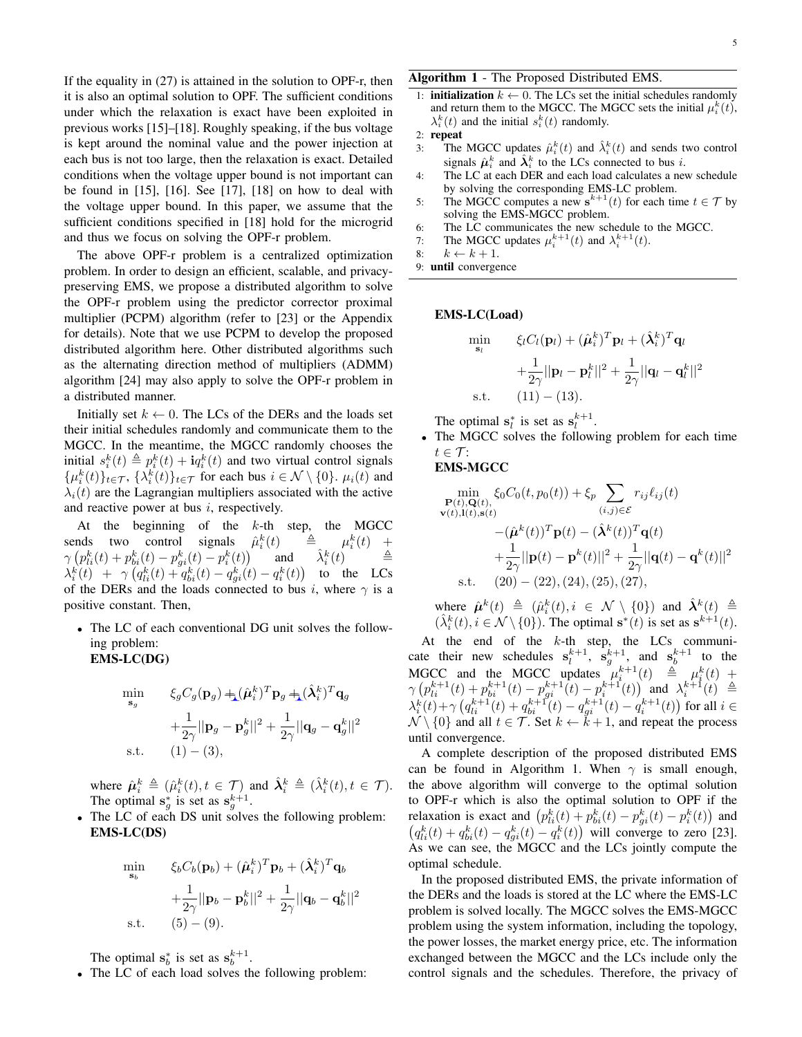If the equality in (27) is attained in the solution to OPF-r, then it is also an optimal solution to OPF. The sufficient conditions under which the relaxation is exact have been exploited in previous works [15]–[18]. Roughly speaking, if the bus voltage is kept around the nominal value and the power injection at each bus is not too large, then the relaxation is exact. Detailed conditions when the voltage upper bound is not important can be found in [15], [16]. See [17], [18] on how to deal with the voltage upper bound. In this paper, we assume that the sufficient conditions specified in [18] hold for the microgrid and thus we focus on solving the OPF-r problem.

The above OPF-r problem is a centralized optimization problem. In order to design an efficient, scalable, and privacy-preserving EMS, we propose a distributed algorithm to solve the OPF-r problem using the predictor corrector proximal multiplier (PCPM) algorithm (refer to [23] or the Appendix for details). Note that we use PCPM to develop the proposed distributed algorithm here. Other distributed algorithms such as the alternating direction method of multipliers (ADMM) algorithm [24] may also apply to solve the OPF-r problem in a distributed manner.

Initially set $k \leftarrow 0$. The LCs of the DERs and the loads set their initial schedules randomly and communicate them to the MGCC. In the meantime, the MGCC randomly chooses the initial $s_i^k(t) \triangleq p_i^k(t) + \mathbf{i}q_i^k(t)$ and two virtual control signals $\{\mu_i^k(t)\}_{t\in\mathcal{T}}$, $\{\lambda_i^k(t)\}_{t\in\mathcal{T}}$ for each bus $i \in \mathcal{N}\setminus\{0\}$. $\mu_i(t)$ and $\lambda_i(t)$ are the Lagrangian multipliers associated with the active and reactive power at bus $i$, respectively.

At the beginning of the $k$-th step, the MGCC sends two control signals $\hat{\mu}_i^k(t) \triangleq \mu_i^k(t) + \gamma\left(p_{li}^k(t) + p_{bi}^k(t) - p_{gi}^k(t) - p_i^k(t)\right)$ and $\hat{\lambda}_i^k(t) \triangleq \lambda_i^k(t) + \gamma\left(q_{li}^k(t) + q_{bi}^k(t) - q_{gi}^k(t) - q_i^k(t)\right)$ to the LCs of the DERs and the loads connected to bus $i$, where $\gamma$ is a positive constant. Then,

- The LC of each conventional DG unit solves the following problem:

  **EMS-LC(DG)**

$$
\begin{aligned}
\min_{\mathbf{s}_g} \quad & \xi_g C_g(\mathbf{p}_g) + (\hat{\boldsymbol{\mu}}_i^k)^T \mathbf{p}_g + (\hat{\boldsymbol{\lambda}}_i^k)^T \mathbf{q}_g \\
& + \frac{1}{2\gamma}||\mathbf{p}_g - \mathbf{p}_g^k||^2 + \frac{1}{2\gamma}||\mathbf{q}_g - \mathbf{q}_g^k||^2 \\
\text{s.t.} \quad & (1)-(3),
\end{aligned}
$$

  where $\hat{\boldsymbol{\mu}}_i^k \triangleq (\hat{\mu}_i^k(t), t \in \mathcal{T})$ and $\hat{\boldsymbol{\lambda}}_i^k \triangleq (\hat{\lambda}_i^k(t), t \in \mathcal{T})$. The optimal $\mathbf{s}_g^*$ is set as $\mathbf{s}_g^{k+1}$.

- The LC of each DS unit solves the following problem:

  **EMS-LC(DS)**

$$
\begin{aligned}
\min_{\mathbf{s}_b} \quad & \xi_b C_b(\mathbf{p}_b) + (\hat{\boldsymbol{\mu}}_i^k)^T \mathbf{p}_b + (\hat{\boldsymbol{\lambda}}_i^k)^T \mathbf{q}_b \\
& + \frac{1}{2\gamma}||\mathbf{p}_b - \mathbf{p}_b^k||^2 + \frac{1}{2\gamma}||\mathbf{q}_b - \mathbf{q}_b^k||^2 \\
\text{s.t.} \quad & (5)-(9).
\end{aligned}
$$

  The optimal $\mathbf{s}_b^*$ is set as $\mathbf{s}_b^{k+1}$.

- The LC of each load solves the following problem:

**Algorithm 1** - The Proposed Distributed EMS.

1: **initialization** $k \leftarrow 0$. The LCs set the initial schedules randomly and return them to the MGCC. The MGCC sets the initial $\mu_i^k(t)$, $\lambda_i^k(t)$ and the initial $s_i^k(t)$ randomly.
2: **repeat**
3: The MGCC updates $\hat{\mu}_i^k(t)$ and $\hat{\lambda}_i^k(t)$ and sends two control signals $\hat{\boldsymbol{\mu}}_i^k$ and $\hat{\boldsymbol{\lambda}}_i^k$ to the LCs connected to bus $i$.
4: The LC at each DER and each load calculates a new schedule by solving the corresponding EMS-LC problem.
5: The MGCC computes a new $\mathbf{s}^{k+1}(t)$ for each time $t \in \mathcal{T}$ by solving the EMS-MGCC problem.
6: The LC communicates the new schedule to the MGCC.
7: The MGCC updates $\mu_i^{k+1}(t)$ and $\lambda_i^{k+1}(t)$.
8: $k \leftarrow k+1$.
9: **until** convergence

**EMS-LC(Load)**

$$
\begin{aligned}
\min_{\mathbf{s}_l} \quad & \xi_l C_l(\mathbf{p}_l) + (\hat{\boldsymbol{\mu}}_i^k)^T \mathbf{p}_l + (\hat{\boldsymbol{\lambda}}_i^k)^T \mathbf{q}_l \\
& + \frac{1}{2\gamma}||\mathbf{p}_l - \mathbf{p}_l^k||^2 + \frac{1}{2\gamma}||\mathbf{q}_l - \mathbf{q}_l^k||^2 \\
\text{s.t.} \quad & (11)-(13).
\end{aligned}
$$

The optimal $\mathbf{s}_l^*$ is set as $\mathbf{s}_l^{k+1}$.

- The MGCC solves the following problem for each time $t \in \mathcal{T}$:

  **EMS-MGCC**

$$
\begin{aligned}
\min_{\substack{\mathbf{P}(t),\mathbf{Q}(t),\\ \mathbf{v}(t),\mathbf{l}(t),\mathbf{s}(t)}} \quad & \xi_0 C_0(t, p_0(t)) + \xi_p \sum_{(i,j)\in\mathcal{E}} r_{ij}\ell_{ij}(t) \\
& -(\hat{\boldsymbol{\mu}}^k(t))^T \mathbf{p}(t) - (\hat{\boldsymbol{\lambda}}^k(t))^T \mathbf{q}(t) \\
& + \frac{1}{2\gamma}||\mathbf{p}(t) - \mathbf{p}^k(t)||^2 + \frac{1}{2\gamma}||\mathbf{q}(t) - \mathbf{q}^k(t)||^2 \\
\text{s.t.} \quad & (20)-(22), (24), (25), (27),
\end{aligned}
$$

  where $\hat{\boldsymbol{\mu}}^k(t) \triangleq (\hat{\mu}_i^k(t), i \in \mathcal{N}\setminus\{0\})$ and $\hat{\boldsymbol{\lambda}}^k(t) \triangleq (\hat{\lambda}_i^k(t), i \in \mathcal{N}\setminus\{0\})$. The optimal $\mathbf{s}^*(t)$ is set as $\mathbf{s}^{k+1}(t)$.

At the end of the $k$-th step, the LCs communicate their new schedules $\mathbf{s}_l^{k+1}$, $\mathbf{s}_g^{k+1}$, and $\mathbf{s}_b^{k+1}$ to the MGCC and the MGCC updates $\mu_i^{k+1}(t) \triangleq \mu_i^k(t) + \gamma\left(p_{li}^{k+1}(t) + p_{bi}^{k+1}(t) - p_{gi}^{k+1}(t) - p_i^{k+1}(t)\right)$ and $\lambda_i^{k+1}(t) \triangleq \lambda_i^k(t) + \gamma\left(q_{li}^{k+1}(t) + q_{bi}^{k+1}(t) - q_{gi}^{k+1}(t) - q_i^{k+1}(t)\right)$ for all $i \in \mathcal{N}\setminus\{0\}$ and all $t \in \mathcal{T}$. Set $k \leftarrow k+1$, and repeat the process until convergence.

A complete description of the proposed distributed EMS can be found in Algorithm 1. When $\gamma$ is small enough, the above algorithm will converge to the optimal solution to OPF-r which is also the optimal solution to OPF if the relaxation is exact and $\left(p_{li}^k(t) + p_{bi}^k(t) - p_{gi}^k(t) - p_i^k(t)\right)$ and $\left(q_{li}^k(t) + q_{bi}^k(t) - q_{gi}^k(t) - q_i^k(t)\right)$ will converge to zero [23]. As we can see, the MGCC and the LCs jointly compute the optimal schedule.

In the proposed distributed EMS, the private information of the DERs and the loads is stored at the LC where the EMS-LC problem is solved locally. The MGCC solves the EMS-MGCC problem using the system information, including the topology, the power losses, the market energy price, etc. The information exchanged between the MGCC and the LCs include only the control signals and the schedules. Therefore, the privacy of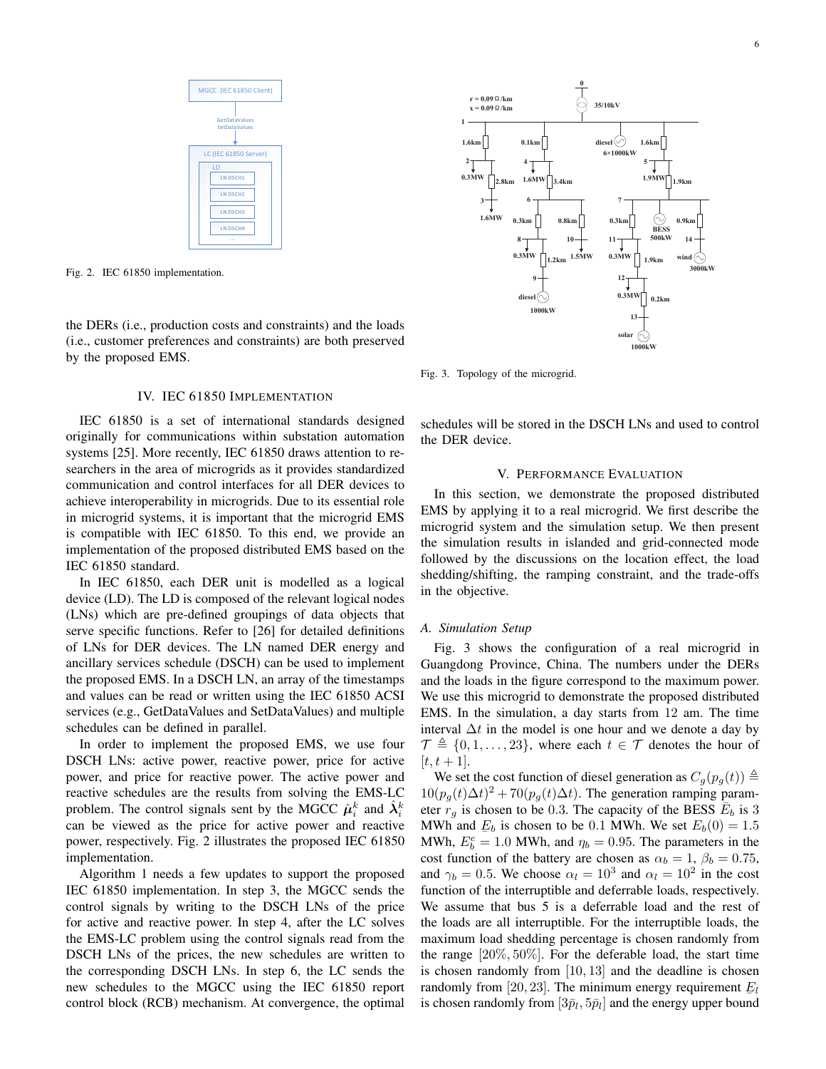Fig. 2. IEC 61850 implementation.

the DERs (i.e., production costs and constraints) and the loads (i.e., customer preferences and constraints) are both preserved by the proposed EMS.

## IV. IEC 61850 Implementation

IEC 61850 is a set of international standards designed originally for communications within substation automation systems [25]. More recently, IEC 61850 draws attention to researchers in the area of microgrids as it provides standardized communication and control interfaces for all DER devices to achieve interoperability in microgrids. Due to its essential role in microgrid systems, it is important that the microgrid EMS is compatible with IEC 61850. To this end, we provide an implementation of the proposed distributed EMS based on the IEC 61850 standard.

In IEC 61850, each DER unit is modelled as a logical device (LD). The LD is composed of the relevant logical nodes (LNs) which are pre-defined groupings of data objects that serve specific functions. Refer to [26] for detailed definitions of LNs for DER devices. The LN named DER energy and ancillary services schedule (DSCH) can be used to implement the proposed EMS. In a DSCH LN, an array of the timestamps and values can be read or written using the IEC 61850 ACSI services (e.g., GetDataValues and SetDataValues) and multiple schedules can be defined in parallel.

In order to implement the proposed EMS, we use four DSCH LNs: active power, reactive power, price for active power, and price for reactive power. The active power and reactive schedules are the results from solving the EMS-LC problem. The control signals sent by the MGCC $\hat{\boldsymbol{\mu}}_i^k$ and $\hat{\boldsymbol{\lambda}}_i^k$ can be viewed as the price for active power and reactive power, respectively. Fig. 2 illustrates the proposed IEC 61850 implementation.

Algorithm 1 needs a few updates to support the proposed IEC 61850 implementation. In step 3, the MGCC sends the control signals by writing to the DSCH LNs of the price for active and reactive power. In step 4, after the LC solves the EMS-LC problem using the control signals read from the DSCH LNs of the prices, the new schedules are written to the corresponding DSCH LNs. In step 6, the LC sends the new schedules to the MGCC using the IEC 61850 report control block (RCB) mechanism. At convergence, the optimal schedules will be stored in the DSCH LNs and used to control the DER device.

Fig. 3. Topology of the microgrid.

## V. Performance Evaluation

In this section, we demonstrate the proposed distributed EMS by applying it to a real microgrid. We first describe the microgrid system and the simulation setup. We then present the simulation results in islanded and grid-connected mode followed by the discussions on the location effect, the load shedding/shifting, the ramping constraint, and the trade-offs in the objective.

### A. Simulation Setup

Fig. 3 shows the configuration of a real microgrid in Guangdong Province, China. The numbers under the DERs and the loads in the figure correspond to the maximum power. We use this microgrid to demonstrate the proposed distributed EMS. In the simulation, a day starts from 12 am. The time interval $\Delta t$ in the model is one hour and we denote a day by $\mathcal{T} \triangleq \{0, 1, \ldots, 23\}$, where each $t \in \mathcal{T}$ denotes the hour of $[t, t+1]$.

We set the cost function of diesel generation as $C_g(p_g(t)) \triangleq 10(p_g(t)\Delta t)^2 + 70(p_g(t)\Delta t)$. The generation ramping parameter $r_g$ is chosen to be 0.3. The capacity of the BESS $\bar{E}_b$ is 3 MWh and $\underline{E}_b$ is chosen to be 0.1 MWh. We set $E_b(0) = 1.5$ MWh, $E_b^e = 1.0$ MWh, and $\eta_b = 0.95$. The parameters in the cost function of the battery are chosen as $\alpha_b = 1$, $\beta_b = 0.75$, and $\gamma_b = 0.5$. We choose $\alpha_l = 10^3$ and $\alpha_l = 10^2$ in the cost function of the interruptible and deferrable loads, respectively. We assume that bus 5 is a deferrable load and the rest of the loads are all interruptible. For the interruptible loads, the maximum load shedding percentage is chosen randomly from the range $[20\%, 50\%]$. For the deferable load, the start time is chosen randomly from $[10, 13]$ and the deadline is chosen randomly from $[20, 23]$. The minimum energy requirement $E_l$ is chosen randomly from $[3\bar{p}_l, 5\bar{p}_l]$ and the energy upper bound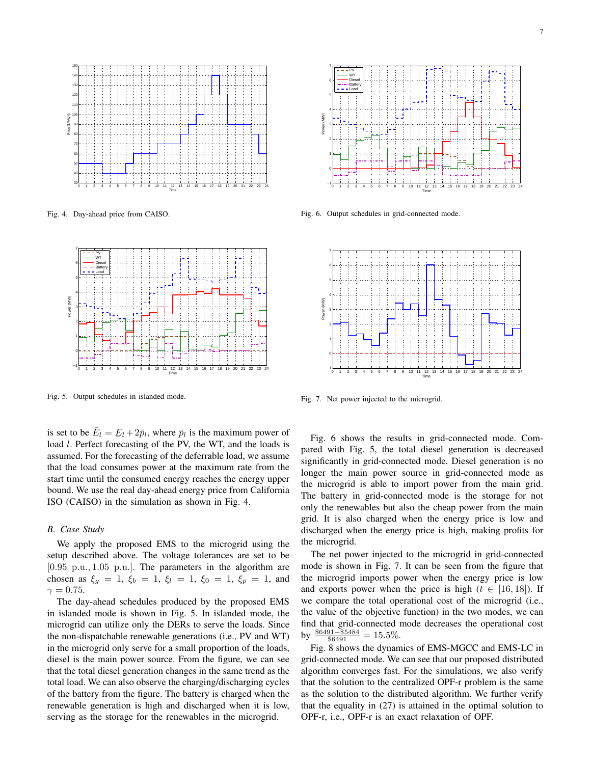Fig. 4. Day-ahead price from CAISO.

Fig. 6. Output schedules in grid-connected mode.

Fig. 5. Output schedules in islanded mode.

Fig. 7. Net power injected to the microgrid.

is set to be $\bar{E}_l = \underline{E}_l + 2\bar{p}_l$, where $\bar{p}_l$ is the maximum power of load $l$. Perfect forecasting of the PV, the WT, and the loads is assumed. For the forecasting of the deferrable load, we assume that the load consumes power at the maximum rate from the start time until the consumed energy reaches the energy upper bound. We use the real day-ahead energy price from California ISO (CAISO) in the simulation as shown in Fig. 4.

## *B. Case Study*

We apply the proposed EMS to the microgrid using the setup described above. The voltage tolerances are set to be $[0.95 \text{ p.u.}, 1.05 \text{ p.u.}]$. The parameters in the algorithm are chosen as $\xi_g = 1$, $\xi_b = 1$, $\xi_l = 1$, $\xi_0 = 1$, $\xi_p = 1$, and $\gamma = 0.75$.

The day-ahead schedules produced by the proposed EMS in islanded mode is shown in Fig. 5. In islanded mode, the microgrid can utilize only the DERs to serve the loads. Since the non-dispatchable renewable generations (i.e., PV and WT) in the microgrid only serve for a small proportion of the loads, diesel is the main power source. From the figure, we can see that the total diesel generation changes in the same trend as the total load. We can also observe the charging/discharging cycles of the battery from the figure. The battery is charged when the renewable generation is high and discharged when it is low, serving as the storage for the renewables in the microgrid.

Fig. 6 shows the results in grid-connected mode. Compared with Fig. 5, the total diesel generation is decreased significantly in grid-connected mode. Diesel generation is no longer the main power source in grid-connected mode as the microgrid is able to import power from the main grid. The battery in grid-connected mode is the storage for not only the renewables but also the cheap power from the main grid. It is also charged when the energy price is low and discharged when the energy price is high, making profits for the microgrid.

The net power injected to the microgrid in grid-connected mode is shown in Fig. 7. It can be seen from the figure that the microgrid imports power when the energy price is low and exports power when the price is high ($t \in [16, 18]$). If we compare the total operational cost of the microgrid (i.e., the value of the objective function) in the two modes, we can find that grid-connected mode decreases the operational cost by $\frac{\$6491-\$5484}{\$6491} = 15.5\%$.

Fig. 8 shows the dynamics of EMS-MGCC and EMS-LC in grid-connected mode. We can see that our proposed distributed algorithm converges fast. For the simulations, we also verify that the solution to the centralized OPF-r problem is the same as the solution to the distributed algorithm. We further verify that the equality in (27) is attained in the optimal solution to OPF-r, i.e., OPF-r is an exact relaxation of OPF.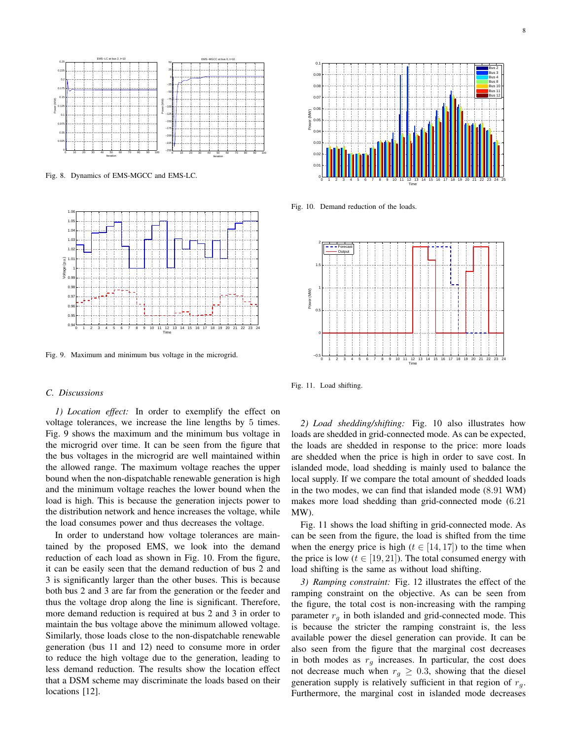Fig. 8. Dynamics of EMS-MGCC and EMS-LC.

Fig. 9. Maximum and minimum bus voltage in the microgrid.

Fig. 10. Demand reduction of the loads.

Fig. 11. Load shifting.

### C. Discussions

*1) Location effect:* In order to exemplify the effect on voltage tolerances, we increase the line lengths by 5 times. Fig. 9 shows the maximum and the minimum bus voltage in the microgrid over time. It can be seen from the figure that the bus voltages in the microgrid are well maintained within the allowed range. The maximum voltage reaches the upper bound when the non-dispatchable renewable generation is high and the minimum voltage reaches the lower bound when the load is high. This is because the generation injects power to the distribution network and hence increases the voltage, while the load consumes power and thus decreases the voltage.

In order to understand how voltage tolerances are maintained by the proposed EMS, we look into the demand reduction of each load as shown in Fig. 10. From the figure, it can be easily seen that the demand reduction of bus 2 and 3 is significantly larger than the other buses. This is because both bus 2 and 3 are far from the generation or the feeder and thus the voltage drop along the line is significant. Therefore, more demand reduction is required at bus 2 and 3 in order to maintain the bus voltage above the minimum allowed voltage. Similarly, those loads close to the non-dispatchable renewable generation (bus 11 and 12) need to consume more in order to reduce the high voltage due to the generation, leading to less demand reduction. The results show the location effect that a DSM scheme may discriminate the loads based on their locations [12].

*2) Load shedding/shifting:* Fig. 10 also illustrates how loads are shedded in grid-connected mode. As can be expected, the loads are shedded in response to the price: more loads are shedded when the price is high in order to save cost. In islanded mode, load shedding is mainly used to balance the local supply. If we compare the total amount of shedded loads in the two modes, we can find that islanded mode (8.91 WM) makes more load shedding than grid-connected mode (6.21 MW).

Fig. 11 shows the load shifting in grid-connected mode. As can be seen from the figure, the load is shifted from the time when the energy price is high ($t \in [14, 17]$) to the time when the price is low ($t \in [19, 21]$). The total consumed energy with load shifting is the same as without load shifting.

*3) Ramping constraint:* Fig. 12 illustrates the effect of the ramping constraint on the objective. As can be seen from the figure, the total cost is non-increasing with the ramping parameter $r_g$ in both islanded and grid-connected mode. This is because the stricter the ramping constraint is, the less available power the diesel generation can provide. It can be also seen from the figure that the marginal cost decreases in both modes as $r_g$ increases. In particular, the cost does not decrease much when $r_g \geq 0.3$, showing that the diesel generation supply is relatively sufficient in that region of $r_g$. Furthermore, the marginal cost in islanded mode decreases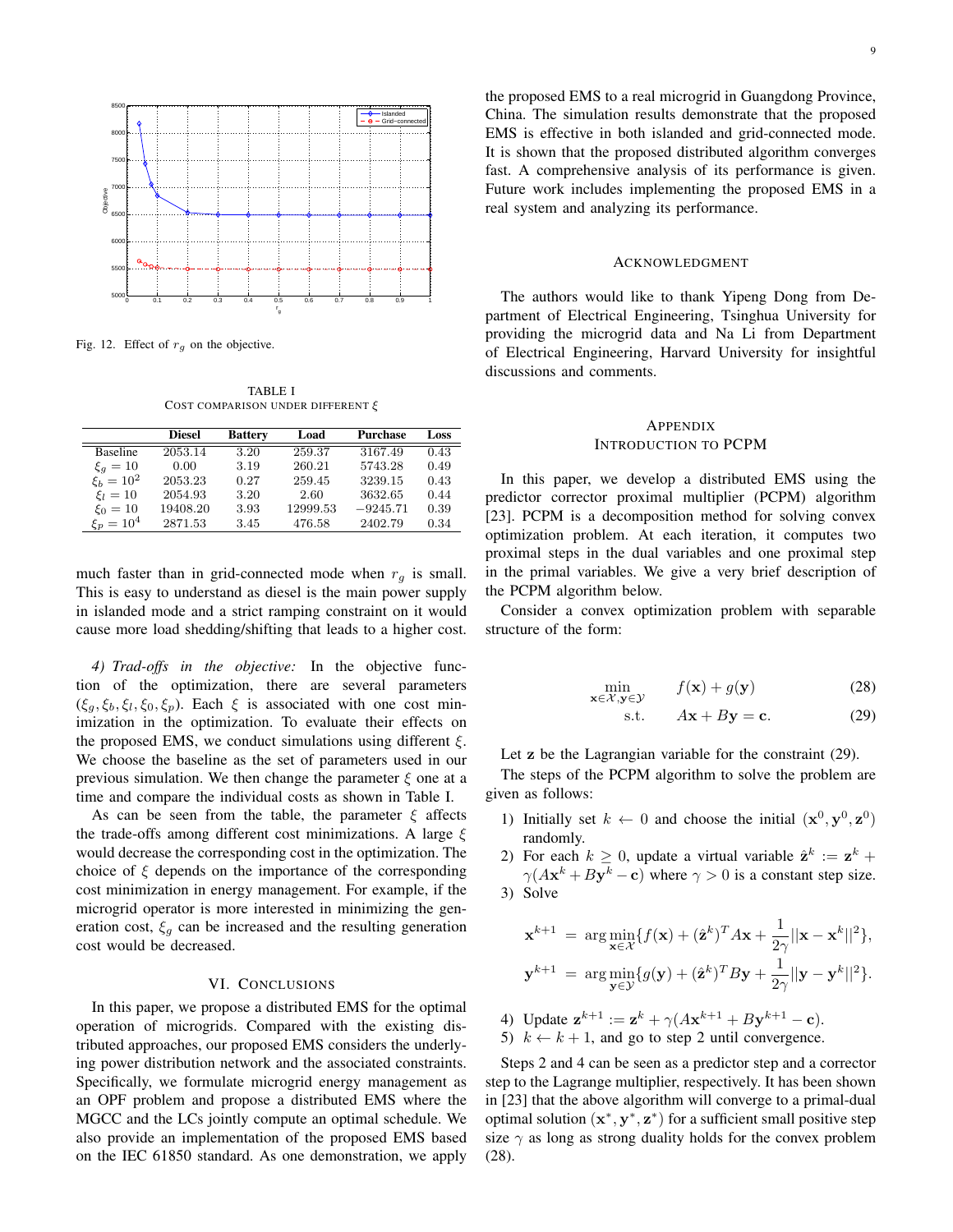Fig. 12. Effect of $r_g$ on the objective.

TABLE I
COST COMPARISON UNDER DIFFERENT $\xi$

| | Diesel | Battery | Load | Purchase | Loss |
|---|---|---|---|---|---|
| Baseline | 2053.14 | 3.20 | 259.37 | 3167.49 | 0.43 |
| $\xi_g = 10$ | 0.00 | 3.19 | 260.21 | 5743.28 | 0.49 |
| $\xi_b = 10^2$ | 2053.23 | 0.27 | 259.45 | 3239.15 | 0.43 |
| $\xi_l = 10$ | 2054.93 | 3.20 | 2.60 | 3632.65 | 0.44 |
| $\xi_0 = 10$ | 19408.20 | 3.93 | 12999.53 | $-9245.71$ | 0.39 |
| $\xi_p = 10^4$ | 2871.53 | 3.45 | 476.58 | 2402.79 | 0.34 |

much faster than in grid-connected mode when $r_g$ is small. This is easy to understand as diesel is the main power supply in islanded mode and a strict ramping constraint on it would cause more load shedding/shifting that leads to a higher cost.

*4) Trad-offs in the objective:* In the objective function of the optimization, there are several parameters $(\xi_g, \xi_b, \xi_l, \xi_0, \xi_p)$. Each $\xi$ is associated with one cost minimization in the optimization. To evaluate their effects on the proposed EMS, we conduct simulations using different $\xi$. We choose the baseline as the set of parameters used in our previous simulation. We then change the parameter $\xi$ one at a time and compare the individual costs as shown in Table I.

As can be seen from the table, the parameter $\xi$ affects the trade-offs among different cost minimizations. A large $\xi$ would decrease the corresponding cost in the optimization. The choice of $\xi$ depends on the importance of the corresponding cost minimization in energy management. For example, if the microgrid operator is more interested in minimizing the generation cost, $\xi_g$ can be increased and the resulting generation cost would be decreased.

## VI. CONCLUSIONS

In this paper, we propose a distributed EMS for the optimal operation of microgrids. Compared with the existing distributed approaches, our proposed EMS considers the underlying power distribution network and the associated constraints. Specifically, we formulate microgrid energy management as an OPF problem and propose a distributed EMS where the MGCC and the LCs jointly compute an optimal schedule. We also provide an implementation of the proposed EMS based on the IEC 61850 standard. As one demonstration, we apply the proposed EMS to a real microgrid in Guangdong Province, China. The simulation results demonstrate that the proposed EMS is effective in both islanded and grid-connected mode. It is shown that the proposed distributed algorithm converges fast. A comprehensive analysis of its performance is given. Future work includes implementing the proposed EMS in a real system and analyzing its performance.

## ACKNOWLEDGMENT

The authors would like to thank Yipeng Dong from Department of Electrical Engineering, Tsinghua University for providing the microgrid data and Na Li from Department of Electrical Engineering, Harvard University for insightful discussions and comments.

## APPENDIX
## INTRODUCTION TO PCPM

In this paper, we develop a distributed EMS using the predictor corrector proximal multiplier (PCPM) algorithm [23]. PCPM is a decomposition method for solving convex optimization problem. At each iteration, it computes two proximal steps in the dual variables and one proximal step in the primal variables. We give a very brief description of the PCPM algorithm below.

Consider a convex optimization problem with separable structure of the form:

$$\min_{\mathbf{x}\in\mathcal{X},\mathbf{y}\in\mathcal{Y}} \quad f(\mathbf{x}) + g(\mathbf{y}) \tag{28}$$

$$\text{s.t.} \quad A\mathbf{x} + B\mathbf{y} = \mathbf{c}. \tag{29}$$

Let $\mathbf{z}$ be the Lagrangian variable for the constraint (29).

The steps of the PCPM algorithm to solve the problem are given as follows:

1) Initially set $k \leftarrow 0$ and choose the initial $(\mathbf{x}^0, \mathbf{y}^0, \mathbf{z}^0)$ randomly.
2) For each $k \geq 0$, update a virtual variable $\hat{\mathbf{z}}^k := \mathbf{z}^k + \gamma(A\mathbf{x}^k + B\mathbf{y}^k - \mathbf{c})$ where $\gamma > 0$ is a constant step size.
3) Solve

$$\mathbf{x}^{k+1} = \arg\min_{\mathbf{x}\in\mathcal{X}} \{f(\mathbf{x}) + (\hat{\mathbf{z}}^k)^T A\mathbf{x} + \frac{1}{2\gamma}||\mathbf{x} - \mathbf{x}^k||^2\},$$

$$\mathbf{y}^{k+1} = \arg\min_{\mathbf{y}\in\mathcal{Y}} \{g(\mathbf{y}) + (\hat{\mathbf{z}}^k)^T B\mathbf{y} + \frac{1}{2\gamma}||\mathbf{y} - \mathbf{y}^k||^2\}.$$

4) Update $\mathbf{z}^{k+1} := \mathbf{z}^k + \gamma(A\mathbf{x}^{k+1} + B\mathbf{y}^{k+1} - \mathbf{c})$.
5) $k \leftarrow k + 1$, and go to step 2 until convergence.

Steps 2 and 4 can be seen as a predictor step and a corrector step to the Lagrange multiplier, respectively. It has been shown in [23] that the above algorithm will converge to a primal-dual optimal solution $(\mathbf{x}^*, \mathbf{y}^*, \mathbf{z}^*)$ for a sufficient small positive step size $\gamma$ as long as strong duality holds for the convex problem (28).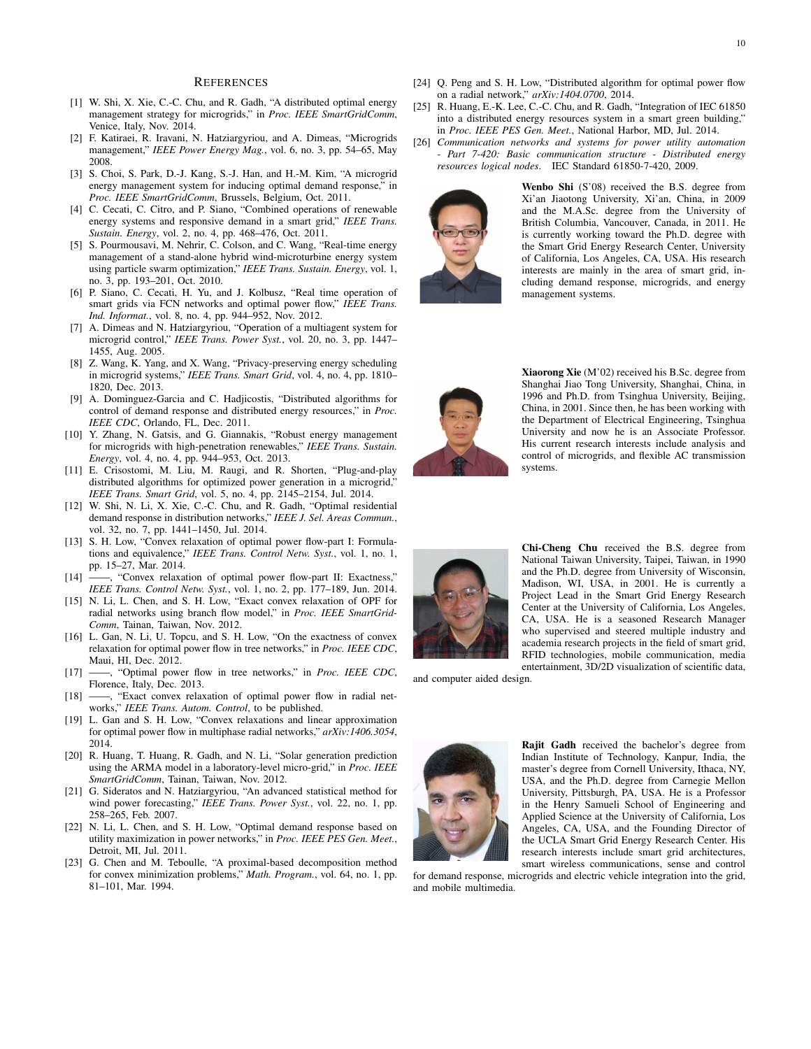# References

[1] W. Shi, X. Xie, C.-C. Chu, and R. Gadh, "A distributed optimal energy management strategy for microgrids," in *Proc. IEEE SmartGridComm*, Venice, Italy, Nov. 2014.

[2] F. Katiraei, R. Iravani, N. Hatziargyriou, and A. Dimeas, "Microgrids management," *IEEE Power Energy Mag.*, vol. 6, no. 3, pp. 54–65, May 2008.

[3] S. Choi, S. Park, D.-J. Kang, S.-J. Han, and H.-M. Kim, "A microgrid energy management system for inducing optimal demand response," in *Proc. IEEE SmartGridComm*, Brussels, Belgium, Oct. 2011.

[4] C. Cecati, C. Citro, and P. Siano, "Combined operations of renewable energy systems and responsive demand in a smart grid," *IEEE Trans. Sustain. Energy*, vol. 2, no. 4, pp. 468–476, Oct. 2011.

[5] S. Pourmousavi, M. Nehrir, C. Colson, and C. Wang, "Real-time energy management of a stand-alone hybrid wind-microturbine energy system using particle swarm optimization," *IEEE Trans. Sustain. Energy*, vol. 1, no. 3, pp. 193–201, Oct. 2010.

[6] P. Siano, C. Cecati, H. Yu, and J. Kolbusz, "Real time operation of smart grids via FCN networks and optimal power flow," *IEEE Trans. Ind. Informat.*, vol. 8, no. 4, pp. 944–952, Nov. 2012.

[7] A. Dimeas and N. Hatziargyriou, "Operation of a multiagent system for microgrid control," *IEEE Trans. Power Syst.*, vol. 20, no. 3, pp. 1447–1455, Aug. 2005.

[8] Z. Wang, K. Yang, and X. Wang, "Privacy-preserving energy scheduling in microgrid systems," *IEEE Trans. Smart Grid*, vol. 4, no. 4, pp. 1810–1820, Dec. 2013.

[9] A. Dominguez-Garcia and C. Hadjicostis, "Distributed algorithms for control of demand response and distributed energy resources," in *Proc. IEEE CDC*, Orlando, FL, Dec. 2011.

[10] Y. Zhang, N. Gatsis, and G. Giannakis, "Robust energy management for microgrids with high-penetration renewables," *IEEE Trans. Sustain. Energy*, vol. 4, no. 4, pp. 944–953, Oct. 2013.

[11] E. Crisostomi, M. Liu, M. Raugi, and R. Shorten, "Plug-and-play distributed algorithms for optimized power generation in a microgrid," *IEEE Trans. Smart Grid*, vol. 5, no. 4, pp. 2145–2154, Jul. 2014.

[12] W. Shi, N. Li, X. Xie, C.-C. Chu, and R. Gadh, "Optimal residential demand response in distribution networks," *IEEE J. Sel. Areas Commun.*, vol. 32, no. 7, pp. 1441–1450, Jul. 2014.

[13] S. H. Low, "Convex relaxation of optimal power flow-part I: Formulations and equivalence," *IEEE Trans. Control Netw. Syst.*, vol. 1, no. 1, pp. 15–27, Mar. 2014.

[14] ——, "Convex relaxation of optimal power flow-part II: Exactness," *IEEE Trans. Control Netw. Syst.*, vol. 1, no. 2, pp. 177–189, Jun. 2014.

[15] N. Li, L. Chen, and S. H. Low, "Exact convex relaxation of OPF for radial networks using branch flow model," in *Proc. IEEE SmartGridComm*, Tainan, Taiwan, Nov. 2012.

[16] L. Gan, N. Li, U. Topcu, and S. H. Low, "On the exactness of convex relaxation for optimal power flow in tree networks," in *Proc. IEEE CDC*, Maui, HI, Dec. 2012.

[17] ——, "Optimal power flow in tree networks," in *Proc. IEEE CDC*, Florence, Italy, Dec. 2013.

[18] ——, "Exact convex relaxation of optimal power flow in radial networks," *IEEE Trans. Autom. Control*, to be published.

[19] L. Gan and S. H. Low, "Convex relaxations and linear approximation for optimal power flow in multiphase radial networks," *arXiv:1406.3054*, 2014.

[20] R. Huang, T. Huang, R. Gadh, and N. Li, "Solar generation prediction using the ARMA model in a laboratory-level micro-grid," in *Proc. IEEE SmartGridComm*, Tainan, Taiwan, Nov. 2012.

[21] G. Sideratos and N. Hatziargyriou, "An advanced statistical method for wind power forecasting," *IEEE Trans. Power Syst.*, vol. 22, no. 1, pp. 258–265, Feb. 2007.

[22] N. Li, L. Chen, and S. H. Low, "Optimal demand response based on utility maximization in power networks," in *Proc. IEEE PES Gen. Meet.*, Detroit, MI, Jul. 2011.

[23] G. Chen and M. Teboulle, "A proximal-based decomposition method for convex minimization problems," *Math. Program.*, vol. 64, no. 1, pp. 81–101, Mar. 1994.

[24] Q. Peng and S. H. Low, "Distributed algorithm for optimal power flow on a radial network," *arXiv:1404.0700*, 2014.

[25] R. Huang, E.-K. Lee, C.-C. Chu, and R. Gadh, "Integration of IEC 61850 into a distributed energy resources system in a smart green building," in *Proc. IEEE PES Gen. Meet.*, National Harbor, MD, Jul. 2014.

[26] *Communication networks and systems for power utility automation - Part 7-420: Basic communication structure - Distributed energy resources logical nodes*. IEC Standard 61850-7-420, 2009.

**Wenbo Shi** (S'08) received the B.S. degree from Xi'an Jiaotong University, Xi'an, China, in 2009 and the M.A.Sc. degree from the University of British Columbia, Vancouver, Canada, in 2011. He is currently working toward the Ph.D. degree with the Smart Grid Energy Research Center, University of California, Los Angeles, CA, USA. His research interests are mainly in the area of smart grid, including demand response, microgrids, and energy management systems.

**Xiaorong Xie** (M'02) received his B.Sc. degree from Shanghai Jiao Tong University, Shanghai, China, in 1996 and Ph.D. from Tsinghua University, Beijing, China, in 2001. Since then, he has been working with the Department of Electrical Engineering, Tsinghua University and now he is an Associate Professor. His current research interests include analysis and control of microgrids, and flexible AC transmission systems.

**Chi-Cheng Chu** received the B.S. degree from National Taiwan University, Taipei, Taiwan, in 1990 and the Ph.D. degree from University of Wisconsin, Madison, WI, USA, in 2001. He is currently a Project Lead in the Smart Grid Energy Research Center at the University of California, Los Angeles, CA, USA. He is a seasoned Research Manager who supervised and steered multiple industry and academia research projects in the field of smart grid, RFID technologies, mobile communication, media entertainment, 3D/2D visualization of scientific data, and computer aided design.

**Rajit Gadh** received the bachelor's degree from Indian Institute of Technology, Kanpur, India, the master's degree from Cornell University, Ithaca, NY, USA, and the Ph.D. degree from Carnegie Mellon University, Pittsburgh, PA, USA. He is a Professor in the Henry Samueli School of Engineering and Applied Science at the University of California, Los Angeles, CA, USA, and the Founding Director of the UCLA Smart Grid Energy Research Center. His research interests include smart grid architectures, smart wireless communications, sense and control for demand response, microgrids and electric vehicle integration into the grid, and mobile multimedia.